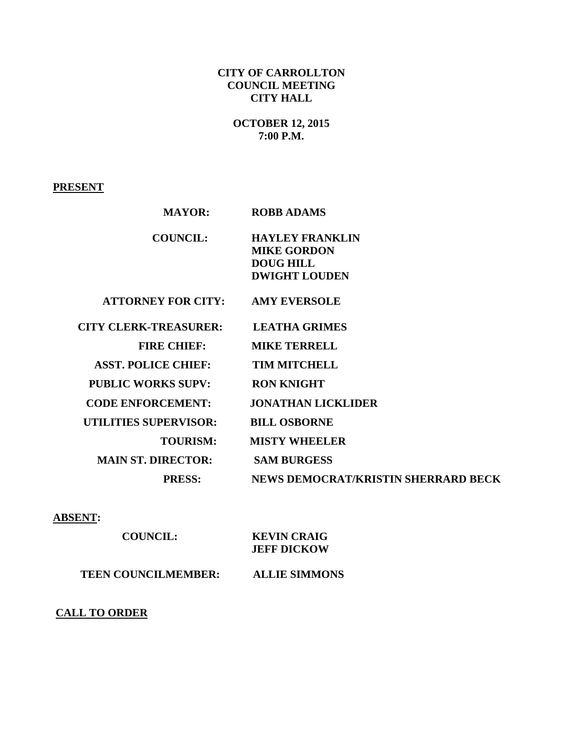**CITY OF CARROLLTON**
**COUNCIL MEETING**
**CITY HALL**

**OCTOBER 12, 2015**
**7:00 P.M.**

**PRESENT**

| | |
|---|---|
| **MAYOR:** | **ROBB ADAMS** |
| **COUNCIL:** | **HAYLEY FRANKLIN**<br>**MIKE GORDON**<br>**DOUG HILL**<br>**DWIGHT LOUDEN** |
| **ATTORNEY FOR CITY:** | **AMY EVERSOLE** |
| **CITY CLERK-TREASURER:** | **LEATHA GRIMES** |
| **FIRE CHIEF:** | **MIKE TERRELL** |
| **ASST. POLICE CHIEF:** | **TIM MITCHELL** |
| **PUBLIC WORKS SUPV:** | **RON KNIGHT** |
| **CODE ENFORCEMENT:** | **JONATHAN LICKLIDER** |
| **UTILITIES SUPERVISOR:** | **BILL OSBORNE** |
| **TOURISM:** | **MISTY WHEELER** |
| **MAIN ST. DIRECTOR:** | **SAM BURGESS** |
| **PRESS:** | **NEWS DEMOCRAT/KRISTIN SHERRARD BECK** |

**ABSENT:**

| | |
|---|---|
| **COUNCIL:** | **KEVIN CRAIG**<br>**JEFF DICKOW** |
| **TEEN COUNCILMEMBER:** | **ALLIE SIMMONS** |

**CALL TO ORDER**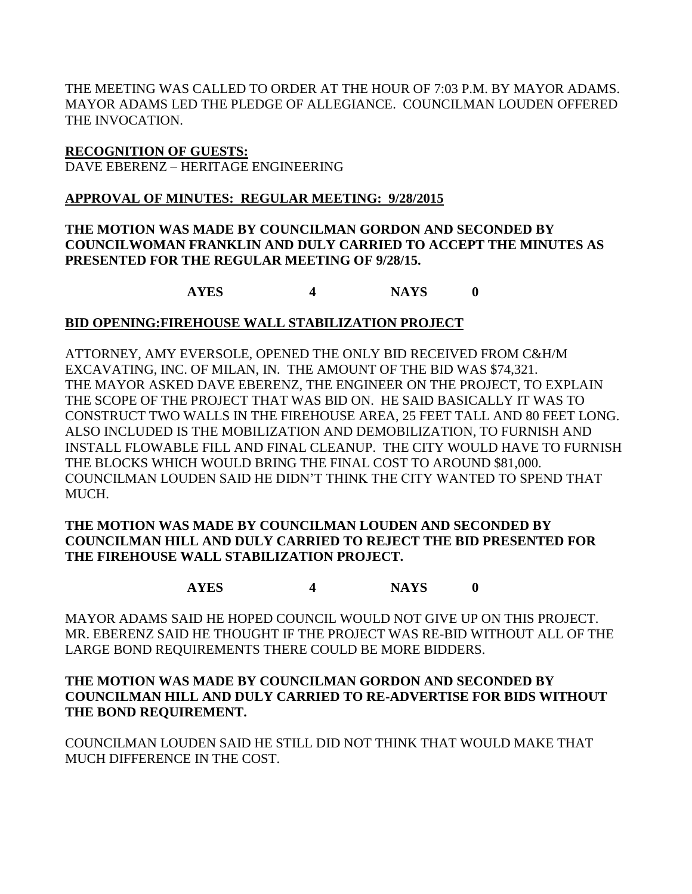THE MEETING WAS CALLED TO ORDER AT THE HOUR OF 7:03 P.M. BY MAYOR ADAMS. MAYOR ADAMS LED THE PLEDGE OF ALLEGIANCE. COUNCILMAN LOUDEN OFFERED THE INVOCATION.

**RECOGNITION OF GUESTS:**
DAVE EBERENZ – HERITAGE ENGINEERING

**APPROVAL OF MINUTES: REGULAR MEETING: 9/28/2015**

**THE MOTION WAS MADE BY COUNCILMAN GORDON AND SECONDED BY COUNCILWOMAN FRANKLIN AND DULY CARRIED TO ACCEPT THE MINUTES AS PRESENTED FOR THE REGULAR MEETING OF 9/28/15.**

**AYES 4 NAYS 0**

**BID OPENING:FIREHOUSE WALL STABILIZATION PROJECT**

ATTORNEY, AMY EVERSOLE, OPENED THE ONLY BID RECEIVED FROM C&H/M EXCAVATING, INC. OF MILAN, IN. THE AMOUNT OF THE BID WAS $74,321. THE MAYOR ASKED DAVE EBERENZ, THE ENGINEER ON THE PROJECT, TO EXPLAIN THE SCOPE OF THE PROJECT THAT WAS BID ON. HE SAID BASICALLY IT WAS TO CONSTRUCT TWO WALLS IN THE FIREHOUSE AREA, 25 FEET TALL AND 80 FEET LONG. ALSO INCLUDED IS THE MOBILIZATION AND DEMOBILIZATION, TO FURNISH AND INSTALL FLOWABLE FILL AND FINAL CLEANUP. THE CITY WOULD HAVE TO FURNISH THE BLOCKS WHICH WOULD BRING THE FINAL COST TO AROUND $81,000. COUNCILMAN LOUDEN SAID HE DIDN'T THINK THE CITY WANTED TO SPEND THAT MUCH.

**THE MOTION WAS MADE BY COUNCILMAN LOUDEN AND SECONDED BY COUNCILMAN HILL AND DULY CARRIED TO REJECT THE BID PRESENTED FOR THE FIREHOUSE WALL STABILIZATION PROJECT.**

**AYES 4 NAYS 0**

MAYOR ADAMS SAID HE HOPED COUNCIL WOULD NOT GIVE UP ON THIS PROJECT. MR. EBERENZ SAID HE THOUGHT IF THE PROJECT WAS RE-BID WITHOUT ALL OF THE LARGE BOND REQUIREMENTS THERE COULD BE MORE BIDDERS.

**THE MOTION WAS MADE BY COUNCILMAN GORDON AND SECONDED BY COUNCILMAN HILL AND DULY CARRIED TO RE-ADVERTISE FOR BIDS WITHOUT THE BOND REQUIREMENT.**

COUNCILMAN LOUDEN SAID HE STILL DID NOT THINK THAT WOULD MAKE THAT MUCH DIFFERENCE IN THE COST.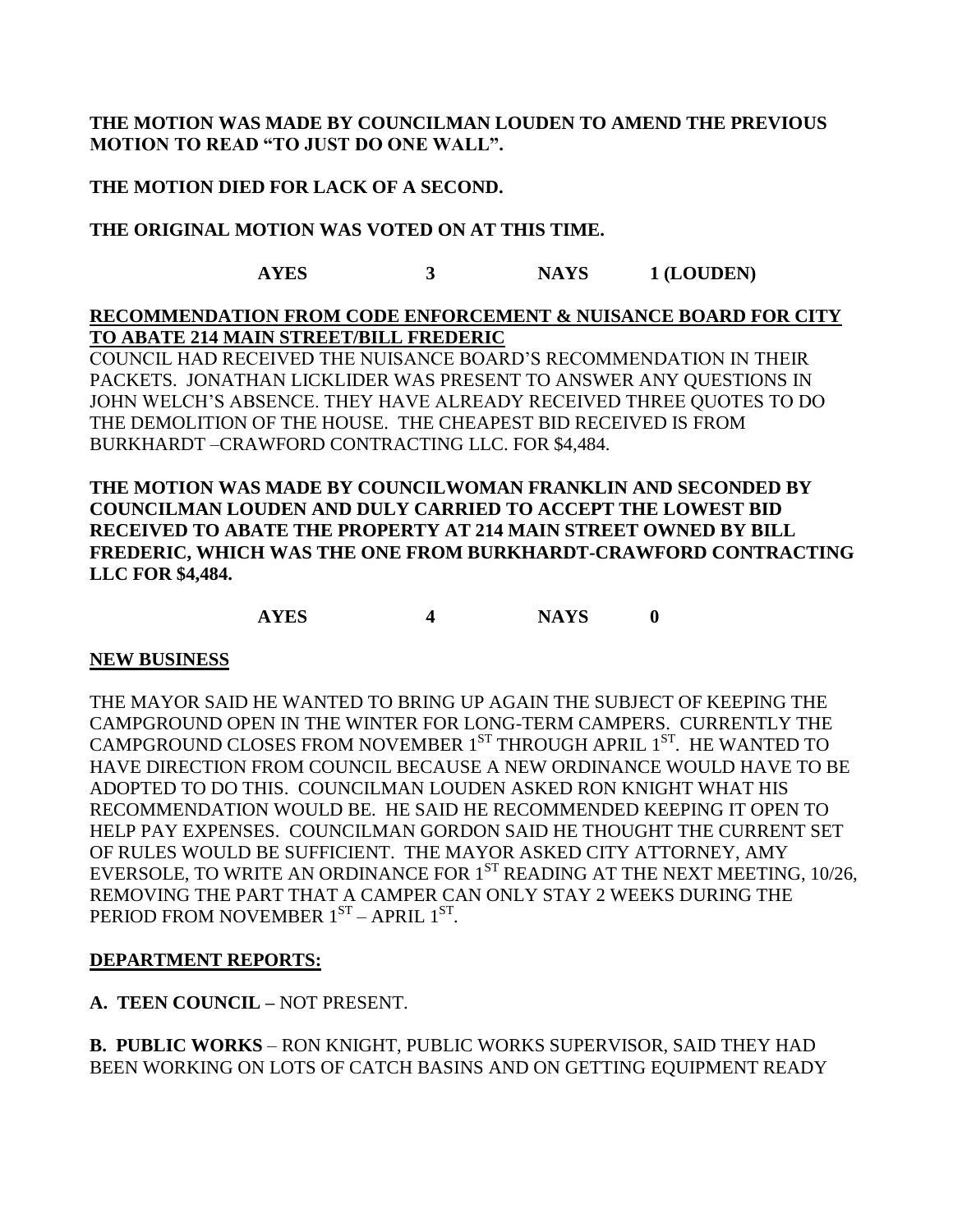**THE MOTION WAS MADE BY COUNCILMAN LOUDEN TO AMEND THE PREVIOUS MOTION TO READ "TO JUST DO ONE WALL".**

**THE MOTION DIED FOR LACK OF A SECOND.**

**THE ORIGINAL MOTION WAS VOTED ON AT THIS TIME.**

| AYES | 3 | NAYS | 1 (LOUDEN) |
|---|---|---|---|

**RECOMMENDATION FROM CODE ENFORCEMENT & NUISANCE BOARD FOR CITY TO ABATE 214 MAIN STREET/BILL FREDERIC**

COUNCIL HAD RECEIVED THE NUISANCE BOARD'S RECOMMENDATION IN THEIR PACKETS. JONATHAN LICKLIDER WAS PRESENT TO ANSWER ANY QUESTIONS IN JOHN WELCH'S ABSENCE. THEY HAVE ALREADY RECEIVED THREE QUOTES TO DO THE DEMOLITION OF THE HOUSE. THE CHEAPEST BID RECEIVED IS FROM BURKHARDT –CRAWFORD CONTRACTING LLC. FOR $4,484.

**THE MOTION WAS MADE BY COUNCILWOMAN FRANKLIN AND SECONDED BY COUNCILMAN LOUDEN AND DULY CARRIED TO ACCEPT THE LOWEST BID RECEIVED TO ABATE THE PROPERTY AT 214 MAIN STREET OWNED BY BILL FREDERIC, WHICH WAS THE ONE FROM BURKHARDT-CRAWFORD CONTRACTING LLC FOR $4,484.**

| AYES | 4 | NAYS | 0 |
|---|---|---|---|

**NEW BUSINESS**

THE MAYOR SAID HE WANTED TO BRING UP AGAIN THE SUBJECT OF KEEPING THE CAMPGROUND OPEN IN THE WINTER FOR LONG-TERM CAMPERS. CURRENTLY THE CAMPGROUND CLOSES FROM NOVEMBER 1ST THROUGH APRIL 1ST. HE WANTED TO HAVE DIRECTION FROM COUNCIL BECAUSE A NEW ORDINANCE WOULD HAVE TO BE ADOPTED TO DO THIS. COUNCILMAN LOUDEN ASKED RON KNIGHT WHAT HIS RECOMMENDATION WOULD BE. HE SAID HE RECOMMENDED KEEPING IT OPEN TO HELP PAY EXPENSES. COUNCILMAN GORDON SAID HE THOUGHT THE CURRENT SET OF RULES WOULD BE SUFFICIENT. THE MAYOR ASKED CITY ATTORNEY, AMY EVERSOLE, TO WRITE AN ORDINANCE FOR 1ST READING AT THE NEXT MEETING, 10/26, REMOVING THE PART THAT A CAMPER CAN ONLY STAY 2 WEEKS DURING THE PERIOD FROM NOVEMBER 1ST – APRIL 1ST.

**DEPARTMENT REPORTS:**

**A. TEEN COUNCIL –** NOT PRESENT.

**B. PUBLIC WORKS** – RON KNIGHT, PUBLIC WORKS SUPERVISOR, SAID THEY HAD BEEN WORKING ON LOTS OF CATCH BASINS AND ON GETTING EQUIPMENT READY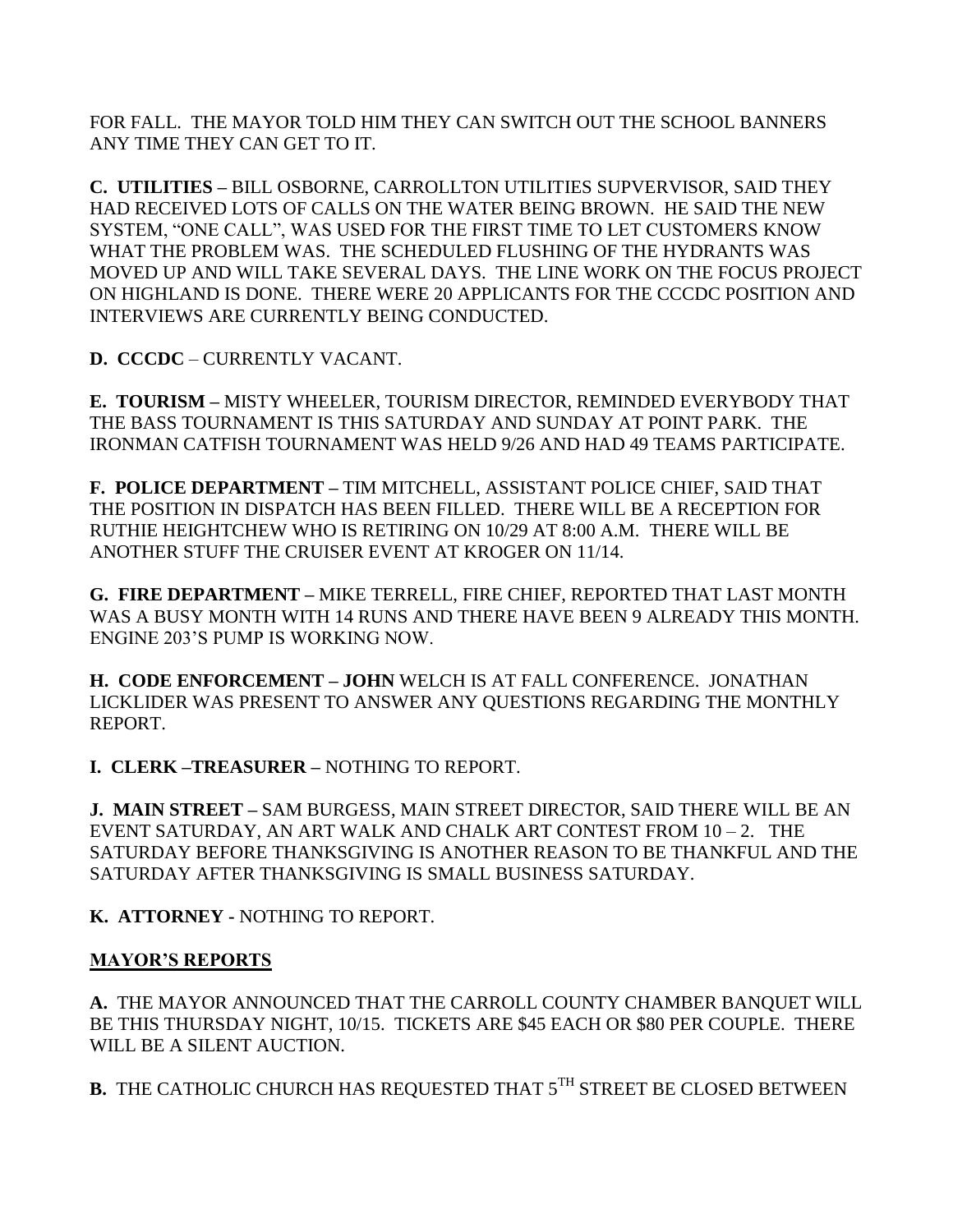FOR FALL. THE MAYOR TOLD HIM THEY CAN SWITCH OUT THE SCHOOL BANNERS ANY TIME THEY CAN GET TO IT.

**C. UTILITIES –** BILL OSBORNE, CARROLLTON UTILITIES SUPVERVISOR, SAID THEY HAD RECEIVED LOTS OF CALLS ON THE WATER BEING BROWN. HE SAID THE NEW SYSTEM, "ONE CALL", WAS USED FOR THE FIRST TIME TO LET CUSTOMERS KNOW WHAT THE PROBLEM WAS. THE SCHEDULED FLUSHING OF THE HYDRANTS WAS MOVED UP AND WILL TAKE SEVERAL DAYS. THE LINE WORK ON THE FOCUS PROJECT ON HIGHLAND IS DONE. THERE WERE 20 APPLICANTS FOR THE CCCDC POSITION AND INTERVIEWS ARE CURRENTLY BEING CONDUCTED.

**D. CCCDC** – CURRENTLY VACANT.

**E. TOURISM –** MISTY WHEELER, TOURISM DIRECTOR, REMINDED EVERYBODY THAT THE BASS TOURNAMENT IS THIS SATURDAY AND SUNDAY AT POINT PARK. THE IRONMAN CATFISH TOURNAMENT WAS HELD 9/26 AND HAD 49 TEAMS PARTICIPATE.

**F. POLICE DEPARTMENT –** TIM MITCHELL, ASSISTANT POLICE CHIEF, SAID THAT THE POSITION IN DISPATCH HAS BEEN FILLED. THERE WILL BE A RECEPTION FOR RUTHIE HEIGHTCHEW WHO IS RETIRING ON 10/29 AT 8:00 A.M. THERE WILL BE ANOTHER STUFF THE CRUISER EVENT AT KROGER ON 11/14.

**G. FIRE DEPARTMENT –** MIKE TERRELL, FIRE CHIEF, REPORTED THAT LAST MONTH WAS A BUSY MONTH WITH 14 RUNS AND THERE HAVE BEEN 9 ALREADY THIS MONTH. ENGINE 203'S PUMP IS WORKING NOW.

**H. CODE ENFORCEMENT – JOHN** WELCH IS AT FALL CONFERENCE. JONATHAN LICKLIDER WAS PRESENT TO ANSWER ANY QUESTIONS REGARDING THE MONTHLY REPORT.

**I. CLERK –TREASURER –** NOTHING TO REPORT.

**J. MAIN STREET –** SAM BURGESS, MAIN STREET DIRECTOR, SAID THERE WILL BE AN EVENT SATURDAY, AN ART WALK AND CHALK ART CONTEST FROM 10 – 2. THE SATURDAY BEFORE THANKSGIVING IS ANOTHER REASON TO BE THANKFUL AND THE SATURDAY AFTER THANKSGIVING IS SMALL BUSINESS SATURDAY.

**K. ATTORNEY -** NOTHING TO REPORT.

**MAYOR'S REPORTS**

**A.** THE MAYOR ANNOUNCED THAT THE CARROLL COUNTY CHAMBER BANQUET WILL BE THIS THURSDAY NIGHT, 10/15. TICKETS ARE $45 EACH OR $80 PER COUPLE. THERE WILL BE A SILENT AUCTION.

**B.** THE CATHOLIC CHURCH HAS REQUESTED THAT 5TH STREET BE CLOSED BETWEEN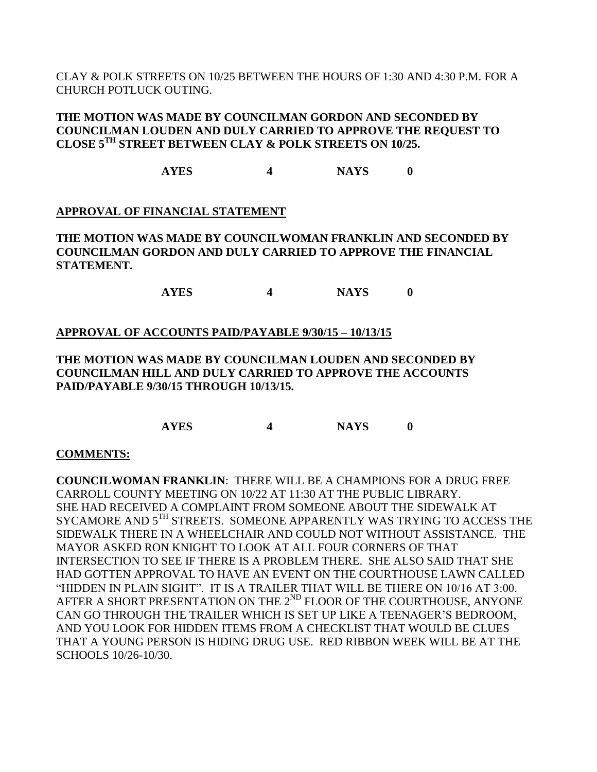CLAY & POLK STREETS ON 10/25 BETWEEN THE HOURS OF 1:30 AND 4:30 P.M. FOR A CHURCH POTLUCK OUTING.

**THE MOTION WAS MADE BY COUNCILMAN GORDON AND SECONDED BY COUNCILMAN LOUDEN AND DULY CARRIED TO APPROVE THE REQUEST TO CLOSE 5TH STREET BETWEEN CLAY & POLK STREETS ON 10/25.**

**AYES 4 NAYS 0**

**APPROVAL OF FINANCIAL STATEMENT**

**THE MOTION WAS MADE BY COUNCILWOMAN FRANKLIN AND SECONDED BY COUNCILMAN GORDON AND DULY CARRIED TO APPROVE THE FINANCIAL STATEMENT.**

**AYES 4 NAYS 0**

**APPROVAL OF ACCOUNTS PAID/PAYABLE 9/30/15 – 10/13/15**

**THE MOTION WAS MADE BY COUNCILMAN LOUDEN AND SECONDED BY COUNCILMAN HILL AND DULY CARRIED TO APPROVE THE ACCOUNTS PAID/PAYABLE 9/30/15 THROUGH 10/13/15.**

**AYES 4 NAYS 0**

**COMMENTS:**

**COUNCILWOMAN FRANKLIN**: THERE WILL BE A CHAMPIONS FOR A DRUG FREE CARROLL COUNTY MEETING ON 10/22 AT 11:30 AT THE PUBLIC LIBRARY. SHE HAD RECEIVED A COMPLAINT FROM SOMEONE ABOUT THE SIDEWALK AT SYCAMORE AND 5TH STREETS. SOMEONE APPARENTLY WAS TRYING TO ACCESS THE SIDEWALK THERE IN A WHEELCHAIR AND COULD NOT WITHOUT ASSISTANCE. THE MAYOR ASKED RON KNIGHT TO LOOK AT ALL FOUR CORNERS OF THAT INTERSECTION TO SEE IF THERE IS A PROBLEM THERE. SHE ALSO SAID THAT SHE HAD GOTTEN APPROVAL TO HAVE AN EVENT ON THE COURTHOUSE LAWN CALLED "HIDDEN IN PLAIN SIGHT". IT IS A TRAILER THAT WILL BE THERE ON 10/16 AT 3:00. AFTER A SHORT PRESENTATION ON THE 2ND FLOOR OF THE COURTHOUSE, ANYONE CAN GO THROUGH THE TRAILER WHICH IS SET UP LIKE A TEENAGER'S BEDROOM, AND YOU LOOK FOR HIDDEN ITEMS FROM A CHECKLIST THAT WOULD BE CLUES THAT A YOUNG PERSON IS HIDING DRUG USE. RED RIBBON WEEK WILL BE AT THE SCHOOLS 10/26-10/30.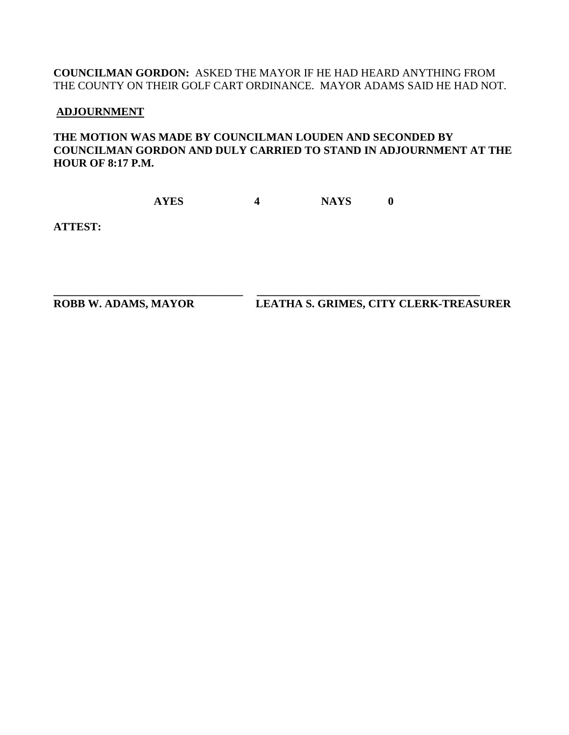**COUNCILMAN GORDON:** ASKED THE MAYOR IF HE HAD HEARD ANYTHING FROM THE COUNTY ON THEIR GOLF CART ORDINANCE. MAYOR ADAMS SAID HE HAD NOT.

**ADJOURNMENT**

**THE MOTION WAS MADE BY COUNCILMAN LOUDEN AND SECONDED BY COUNCILMAN GORDON AND DULY CARRIED TO STAND IN ADJOURNMENT AT THE HOUR OF 8:17 P.M.**

**AYES 4 NAYS 0**

**ATTEST:**

| | |
|---|---|
| ______________________________ | ______________________________ |
| **ROBB W. ADAMS, MAYOR** | **LEATHA S. GRIMES, CITY CLERK-TREASURER** |